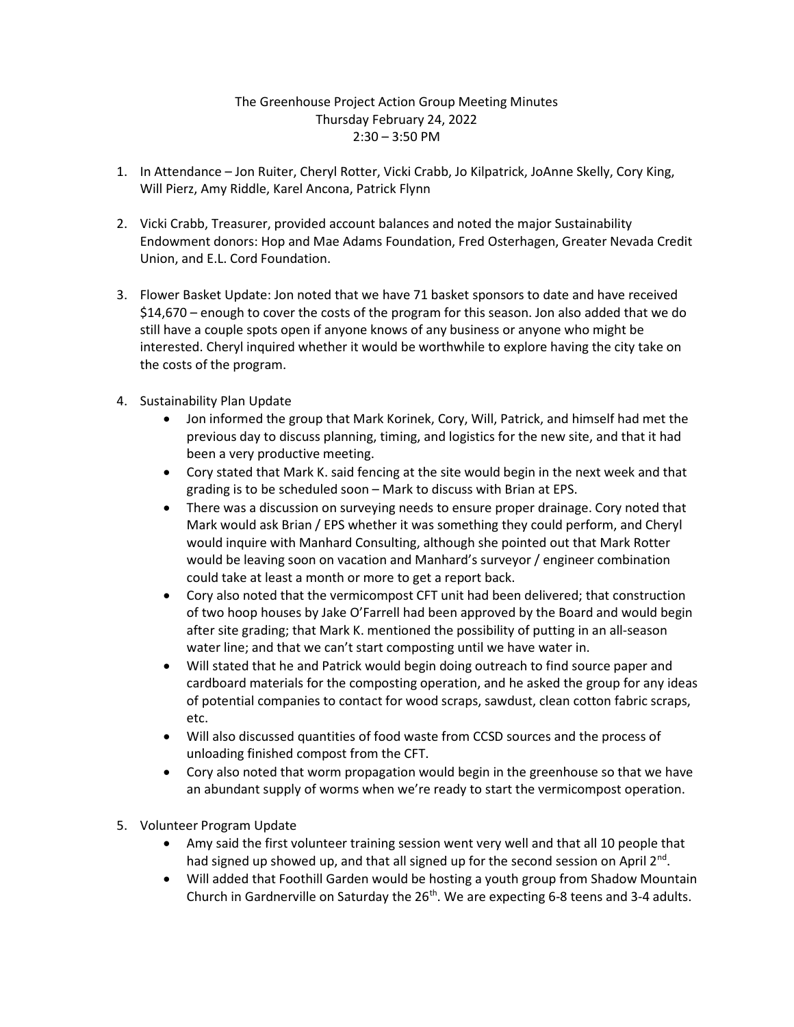# The Greenhouse Project Action Group Meeting Minutes

Thursday February 24, 2022

2:30 – 3:50 PM

1. In Attendance – Jon Ruiter, Cheryl Rotter, Vicki Crabb, Jo Kilpatrick, JoAnne Skelly, Cory King, Will Pierz, Amy Riddle, Karel Ancona, Patrick Flynn

2. Vicki Crabb, Treasurer, provided account balances and noted the major Sustainability Endowment donors: Hop and Mae Adams Foundation, Fred Osterhagen, Greater Nevada Credit Union, and E.L. Cord Foundation.

3. Flower Basket Update: Jon noted that we have 71 basket sponsors to date and have received $14,670 – enough to cover the costs of the program for this season. Jon also added that we do still have a couple spots open if anyone knows of any business or anyone who might be interested. Cheryl inquired whether it would be worthwhile to explore having the city take on the costs of the program.

4. Sustainability Plan Update
   - Jon informed the group that Mark Korinek, Cory, Will, Patrick, and himself had met the previous day to discuss planning, timing, and logistics for the new site, and that it had been a very productive meeting.
   - Cory stated that Mark K. said fencing at the site would begin in the next week and that grading is to be scheduled soon – Mark to discuss with Brian at EPS.
   - There was a discussion on surveying needs to ensure proper drainage. Cory noted that Mark would ask Brian / EPS whether it was something they could perform, and Cheryl would inquire with Manhard Consulting, although she pointed out that Mark Rotter would be leaving soon on vacation and Manhard's surveyor / engineer combination could take at least a month or more to get a report back.
   - Cory also noted that the vermicompost CFT unit had been delivered; that construction of two hoop houses by Jake O'Farrell had been approved by the Board and would begin after site grading; that Mark K. mentioned the possibility of putting in an all-season water line; and that we can't start composting until we have water in.
   - Will stated that he and Patrick would begin doing outreach to find source paper and cardboard materials for the composting operation, and he asked the group for any ideas of potential companies to contact for wood scraps, sawdust, clean cotton fabric scraps, etc.
   - Will also discussed quantities of food waste from CCSD sources and the process of unloading finished compost from the CFT.
   - Cory also noted that worm propagation would begin in the greenhouse so that we have an abundant supply of worms when we're ready to start the vermicompost operation.

5. Volunteer Program Update
   - Amy said the first volunteer training session went very well and that all 10 people that had signed up showed up, and that all signed up for the second session on April 2nd.
   - Will added that Foothill Garden would be hosting a youth group from Shadow Mountain Church in Gardnerville on Saturday the 26th. We are expecting 6-8 teens and 3-4 adults.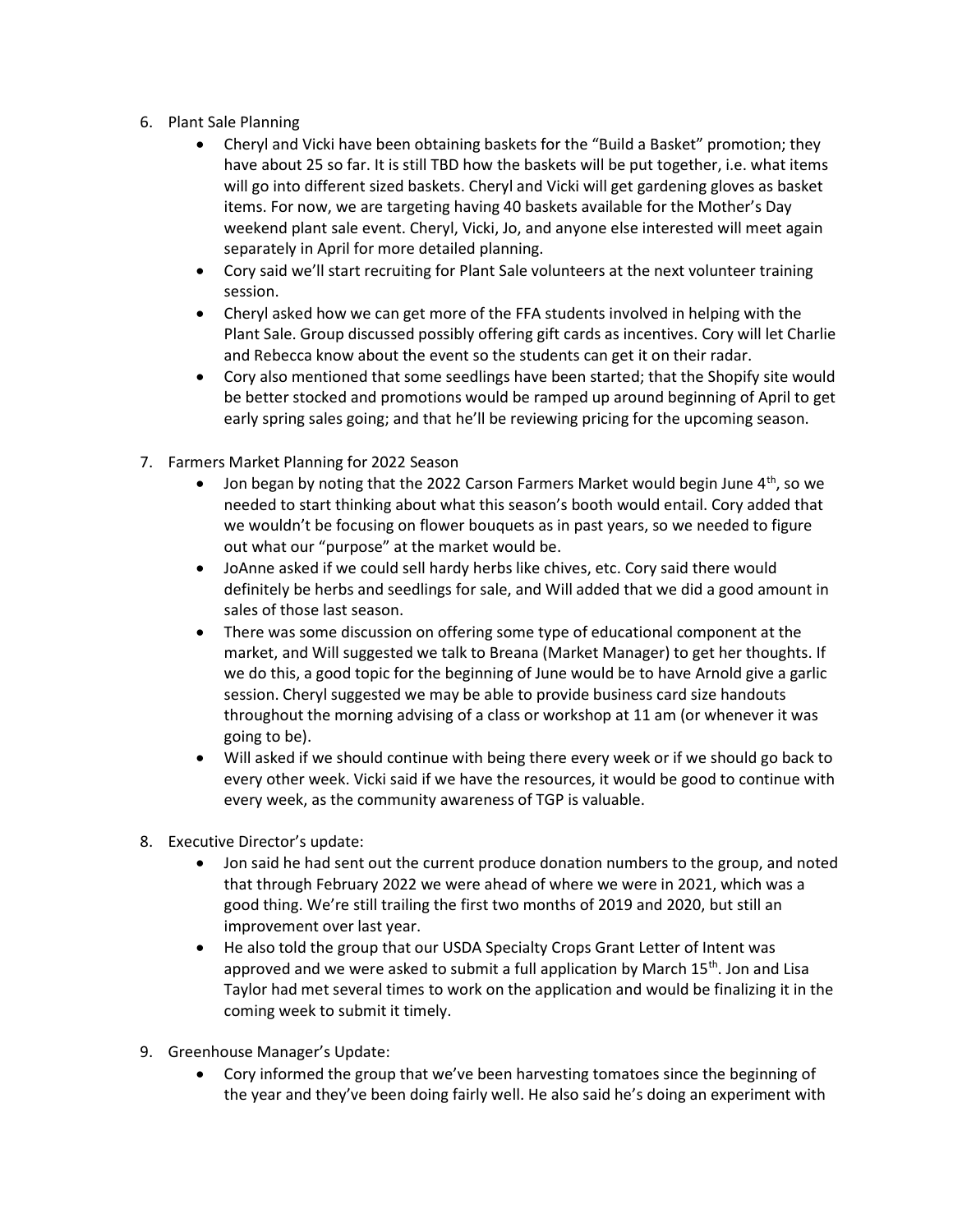6. Plant Sale Planning
    - Cheryl and Vicki have been obtaining baskets for the "Build a Basket" promotion; they have about 25 so far. It is still TBD how the baskets will be put together, i.e. what items will go into different sized baskets. Cheryl and Vicki will get gardening gloves as basket items. For now, we are targeting having 40 baskets available for the Mother's Day weekend plant sale event. Cheryl, Vicki, Jo, and anyone else interested will meet again separately in April for more detailed planning.
    - Cory said we'll start recruiting for Plant Sale volunteers at the next volunteer training session.
    - Cheryl asked how we can get more of the FFA students involved in helping with the Plant Sale. Group discussed possibly offering gift cards as incentives. Cory will let Charlie and Rebecca know about the event so the students can get it on their radar.
    - Cory also mentioned that some seedlings have been started; that the Shopify site would be better stocked and promotions would be ramped up around beginning of April to get early spring sales going; and that he'll be reviewing pricing for the upcoming season.

7. Farmers Market Planning for 2022 Season
    - Jon began by noting that the 2022 Carson Farmers Market would begin June 4th, so we needed to start thinking about what this season's booth would entail. Cory added that we wouldn't be focusing on flower bouquets as in past years, so we needed to figure out what our "purpose" at the market would be.
    - JoAnne asked if we could sell hardy herbs like chives, etc. Cory said there would definitely be herbs and seedlings for sale, and Will added that we did a good amount in sales of those last season.
    - There was some discussion on offering some type of educational component at the market, and Will suggested we talk to Breana (Market Manager) to get her thoughts. If we do this, a good topic for the beginning of June would be to have Arnold give a garlic session. Cheryl suggested we may be able to provide business card size handouts throughout the morning advising of a class or workshop at 11 am (or whenever it was going to be).
    - Will asked if we should continue with being there every week or if we should go back to every other week. Vicki said if we have the resources, it would be good to continue with every week, as the community awareness of TGP is valuable.

8. Executive Director's update:
    - Jon said he had sent out the current produce donation numbers to the group, and noted that through February 2022 we were ahead of where we were in 2021, which was a good thing. We're still trailing the first two months of 2019 and 2020, but still an improvement over last year.
    - He also told the group that our USDA Specialty Crops Grant Letter of Intent was approved and we were asked to submit a full application by March 15th. Jon and Lisa Taylor had met several times to work on the application and would be finalizing it in the coming week to submit it timely.

9. Greenhouse Manager's Update:
    - Cory informed the group that we've been harvesting tomatoes since the beginning of the year and they've been doing fairly well. He also said he's doing an experiment with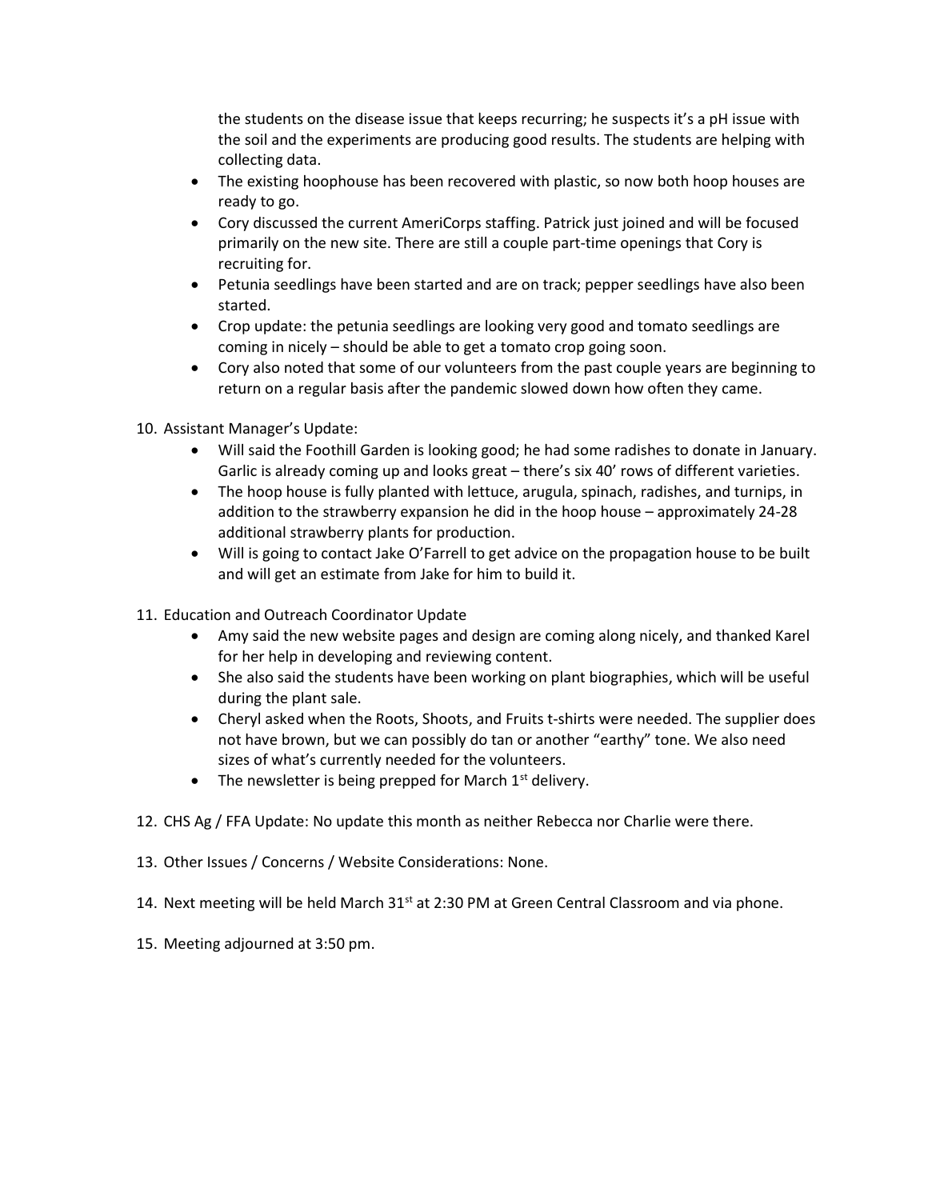the students on the disease issue that keeps recurring; he suspects it's a pH issue with the soil and the experiments are producing good results. The students are helping with collecting data.

- The existing hoophouse has been recovered with plastic, so now both hoop houses are ready to go.
- Cory discussed the current AmeriCorps staffing. Patrick just joined and will be focused primarily on the new site. There are still a couple part-time openings that Cory is recruiting for.
- Petunia seedlings have been started and are on track; pepper seedlings have also been started.
- Crop update: the petunia seedlings are looking very good and tomato seedlings are coming in nicely – should be able to get a tomato crop going soon.
- Cory also noted that some of our volunteers from the past couple years are beginning to return on a regular basis after the pandemic slowed down how often they came.

10. Assistant Manager's Update:
    - Will said the Foothill Garden is looking good; he had some radishes to donate in January. Garlic is already coming up and looks great – there's six 40' rows of different varieties.
    - The hoop house is fully planted with lettuce, arugula, spinach, radishes, and turnips, in addition to the strawberry expansion he did in the hoop house – approximately 24-28 additional strawberry plants for production.
    - Will is going to contact Jake O'Farrell to get advice on the propagation house to be built and will get an estimate from Jake for him to build it.

11. Education and Outreach Coordinator Update
    - Amy said the new website pages and design are coming along nicely, and thanked Karel for her help in developing and reviewing content.
    - She also said the students have been working on plant biographies, which will be useful during the plant sale.
    - Cheryl asked when the Roots, Shoots, and Fruits t-shirts were needed. The supplier does not have brown, but we can possibly do tan or another "earthy" tone. We also need sizes of what's currently needed for the volunteers.
    - The newsletter is being prepped for March 1st delivery.

12. CHS Ag / FFA Update: No update this month as neither Rebecca nor Charlie were there.

13. Other Issues / Concerns / Website Considerations: None.

14. Next meeting will be held March 31st at 2:30 PM at Green Central Classroom and via phone.

15. Meeting adjourned at 3:50 pm.